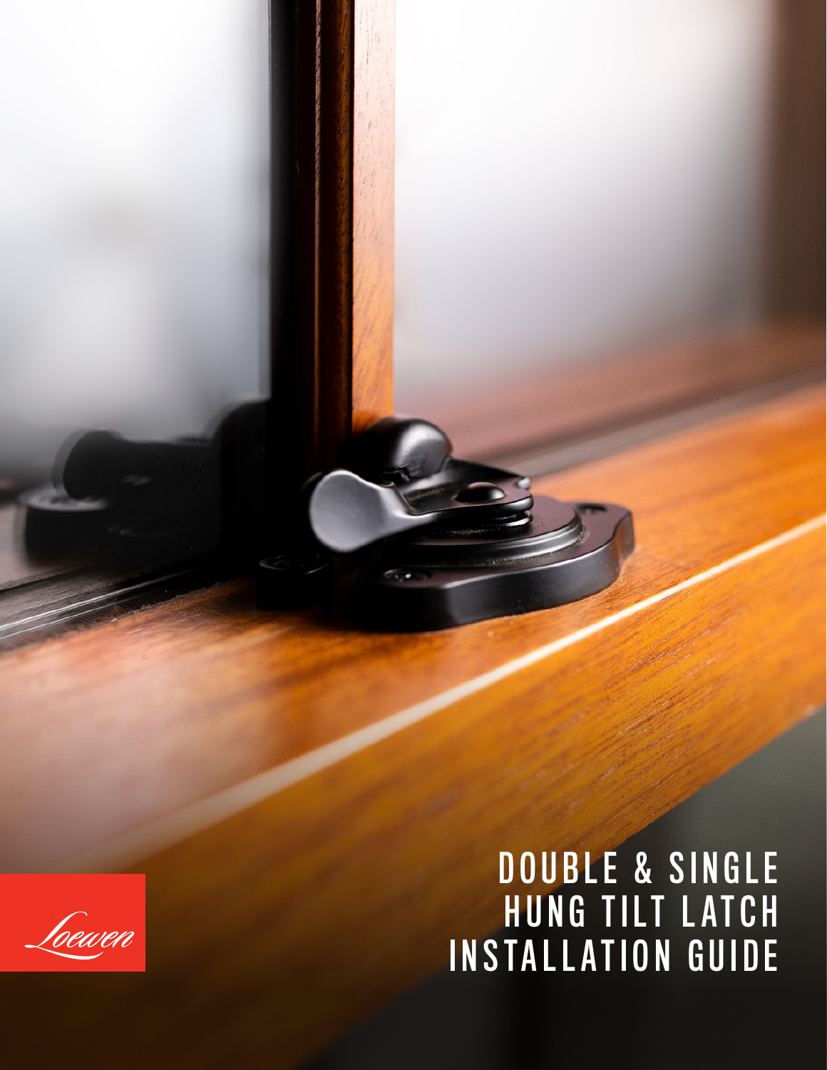# DOUBLE & SINGLE HUNG TILT LATCH INSTALLATION GUIDE

Loewen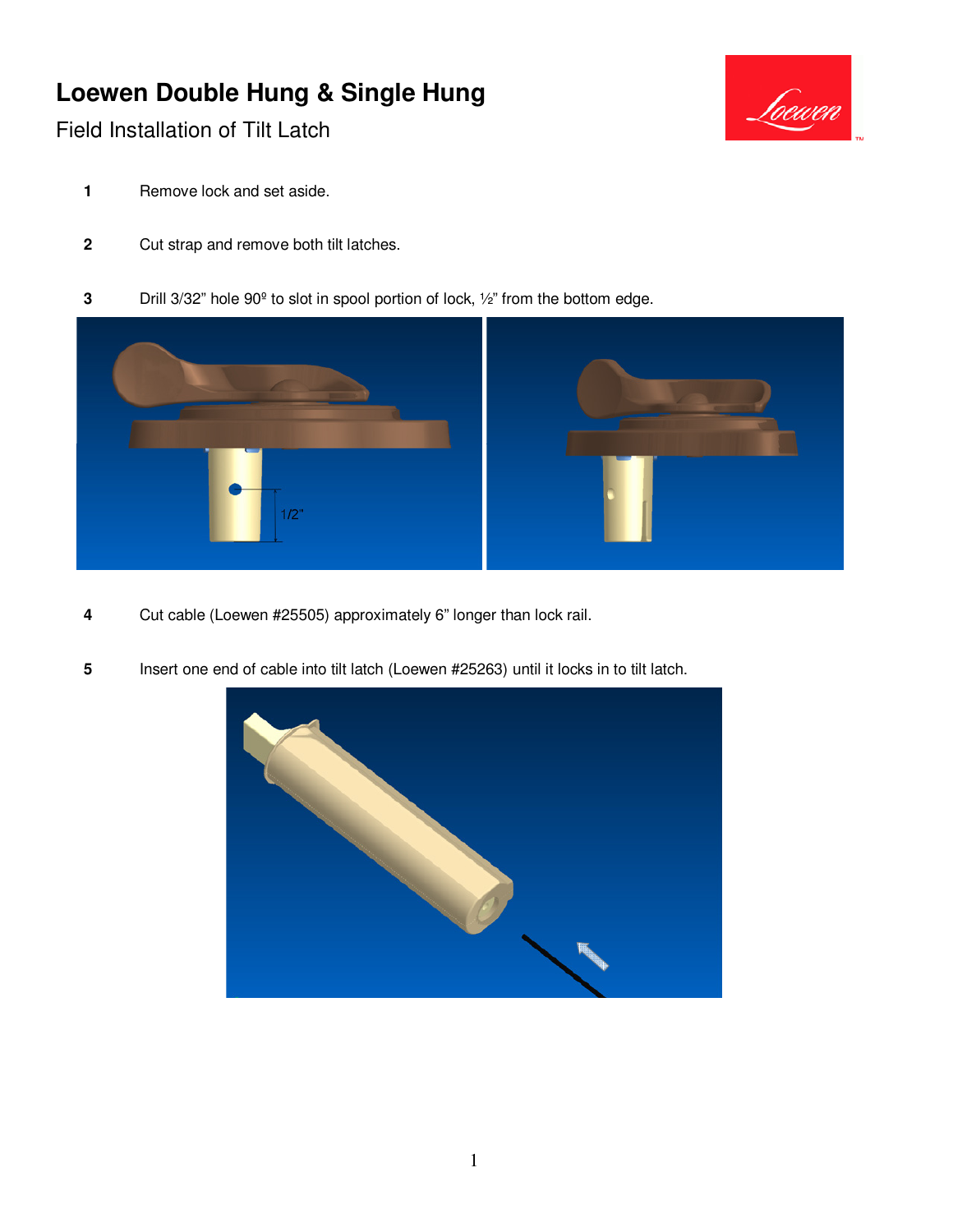# Loewen Double Hung & Single Hung

Field Installation of Tilt Latch

1. Remove lock and set aside.

2. Cut strap and remove both tilt latches.

3. Drill 3/32" hole 90º to slot in spool portion of lock, ½" from the bottom edge.

1/2"

4. Cut cable (Loewen #25505) approximately 6" longer than lock rail.

5. Insert one end of cable into tilt latch (Loewen #25263) until it locks in to tilt latch.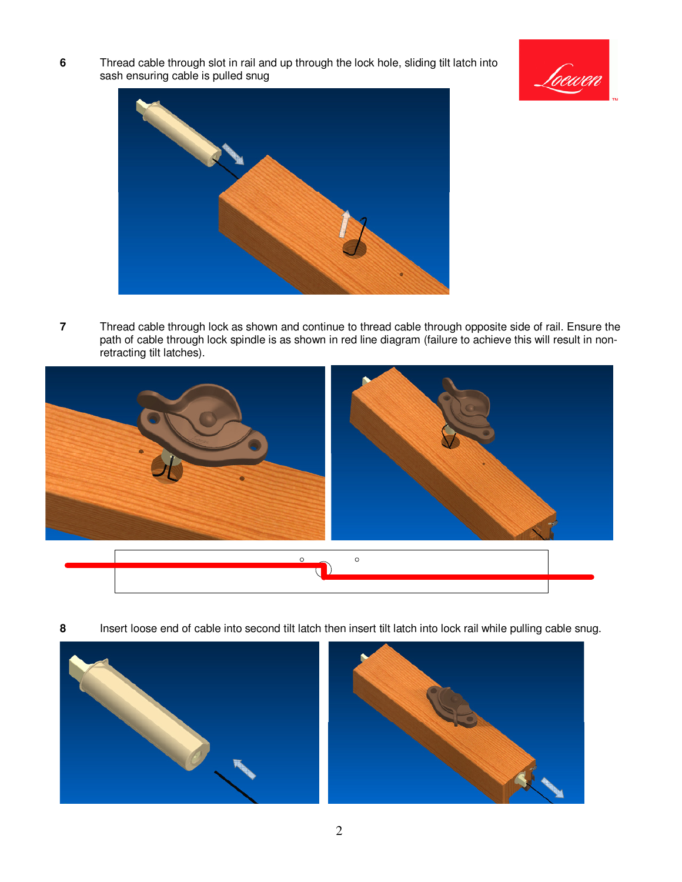6 Thread cable through slot in rail and up through the lock hole, sliding tilt latch into sash ensuring cable is pulled snug

7 Thread cable through lock as shown and continue to thread cable through opposite side of rail. Ensure the path of cable through lock spindle is as shown in red line diagram (failure to achieve this will result in non-retracting tilt latches).

8 Insert loose end of cable into second tilt latch then insert tilt latch into lock rail while pulling cable snug.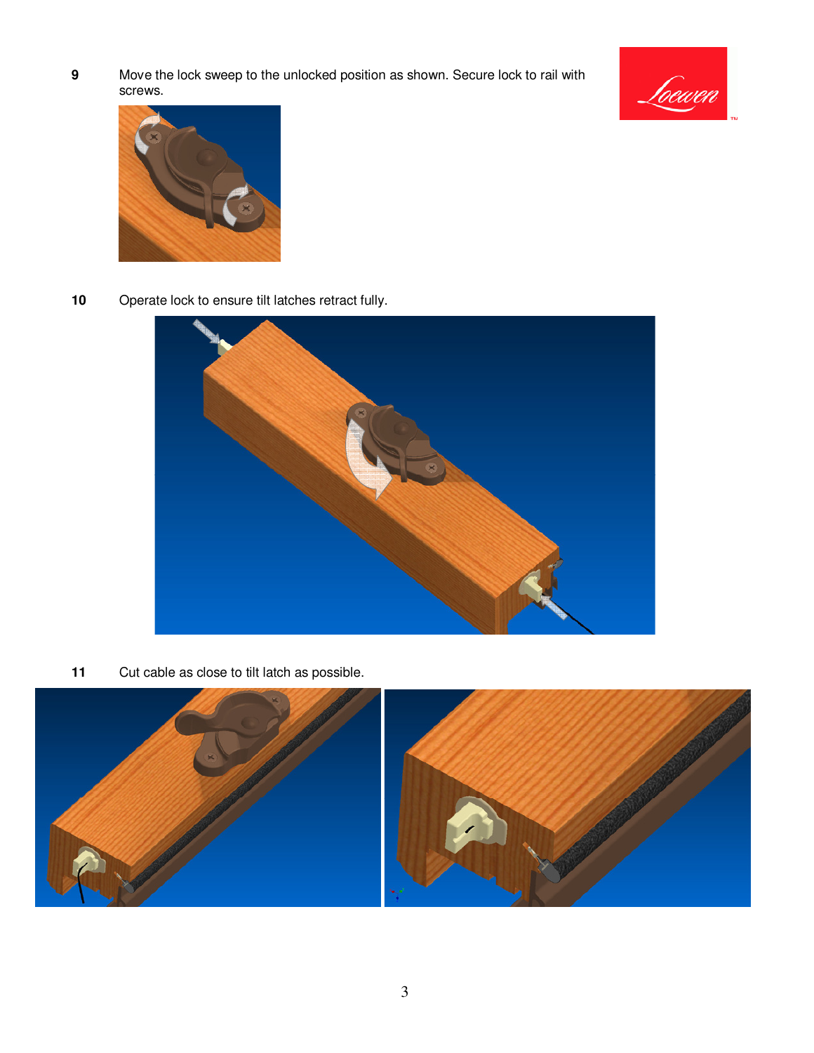9 Move the lock sweep to the unlocked position as shown. Secure lock to rail with screws.

10 Operate lock to ensure tilt latches retract fully.

11 Cut cable as close to tilt latch as possible.